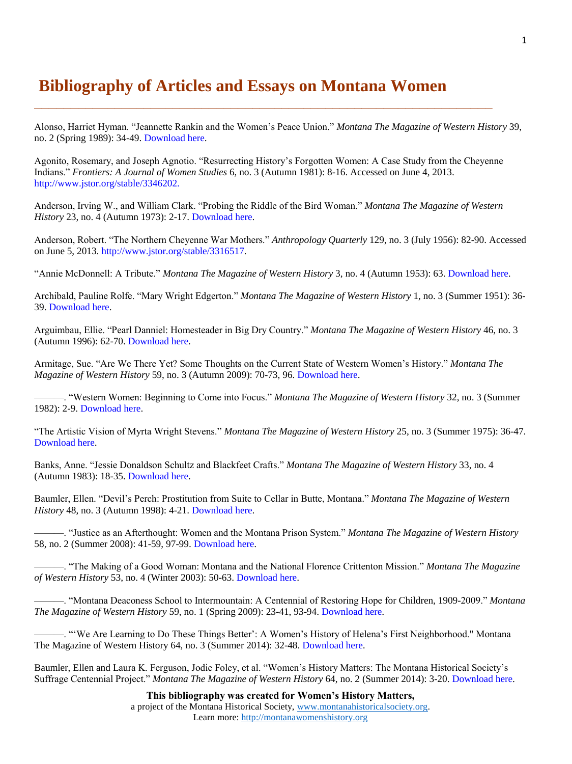# Bibliography of Articles and Essays on Montana Women

---

Alonso, Harriet Hyman. "Jeannette Rankin and the Women's Peace Union." *Montana The Magazine of Western History* 39, no. 2 (Spring 1989): 34-49. Download here.

Agonito, Rosemary, and Joseph Agnotio. "Resurrecting History's Forgotten Women: A Case Study from the Cheyenne Indians." *Frontiers: A Journal of Women Studies* 6, no. 3 (Autumn 1981): 8-16. Accessed on June 4, 2013. http://www.jstor.org/stable/3346202.

Anderson, Irving W., and William Clark. "Probing the Riddle of the Bird Woman." *Montana The Magazine of Western History* 23, no. 4 (Autumn 1973): 2-17. Download here.

Anderson, Robert. "The Northern Cheyenne War Mothers." *Anthropology Quarterly* 129, no. 3 (July 1956): 82-90. Accessed on June 5, 2013. http://www.jstor.org/stable/3316517.

"Annie McDonnell: A Tribute." *Montana The Magazine of Western History* 3, no. 4 (Autumn 1953): 63. Download here.

Archibald, Pauline Rolfe. "Mary Wright Edgerton." *Montana The Magazine of Western History* 1, no. 3 (Summer 1951): 36-39. Download here.

Arguimbau, Ellie. "Pearl Danniel: Homesteader in Big Dry Country." *Montana The Magazine of Western History* 46, no. 3 (Autumn 1996): 62-70. Download here.

Armitage, Sue. "Are We There Yet? Some Thoughts on the Current State of Western Women's History." *Montana The Magazine of Western History* 59, no. 3 (Autumn 2009): 70-73, 96. Download here.

———. "Western Women: Beginning to Come into Focus." *Montana The Magazine of Western History* 32, no. 3 (Summer 1982): 2-9. Download here.

"The Artistic Vision of Myrta Wright Stevens." *Montana The Magazine of Western History* 25, no. 3 (Summer 1975): 36-47. Download here.

Banks, Anne. "Jessie Donaldson Schultz and Blackfeet Crafts." *Montana The Magazine of Western History* 33, no. 4 (Autumn 1983): 18-35. Download here.

Baumler, Ellen. "Devil's Perch: Prostitution from Suite to Cellar in Butte, Montana." *Montana The Magazine of Western History* 48, no. 3 (Autumn 1998): 4-21. Download here.

———. "Justice as an Afterthought: Women and the Montana Prison System." *Montana The Magazine of Western History* 58, no. 2 (Summer 2008): 41-59, 97-99. Download here.

———. "The Making of a Good Woman: Montana and the National Florence Crittenton Mission." *Montana The Magazine of Western History* 53, no. 4 (Winter 2003): 50-63. Download here.

———. "Montana Deaconess School to Intermountain: A Centennial of Restoring Hope for Children, 1909-2009." *Montana The Magazine of Western History* 59, no. 1 (Spring 2009): 23-41, 93-94. Download here.

———. "'We Are Learning to Do These Things Better': A Women's History of Helena's First Neighborhood." Montana The Magazine of Western History 64, no. 3 (Summer 2014): 32-48. Download here.

Baumler, Ellen and Laura K. Ferguson, Jodie Foley, et al. "Women's History Matters: The Montana Historical Society's Suffrage Centennial Project." *Montana The Magazine of Western History* 64, no. 2 (Summer 2014): 3-20. Download here.

**This bibliography was created for Women's History Matters,**
a project of the Montana Historical Society, www.montanahistoricalsociety.org.
Learn more: http://montanawomenshistory.org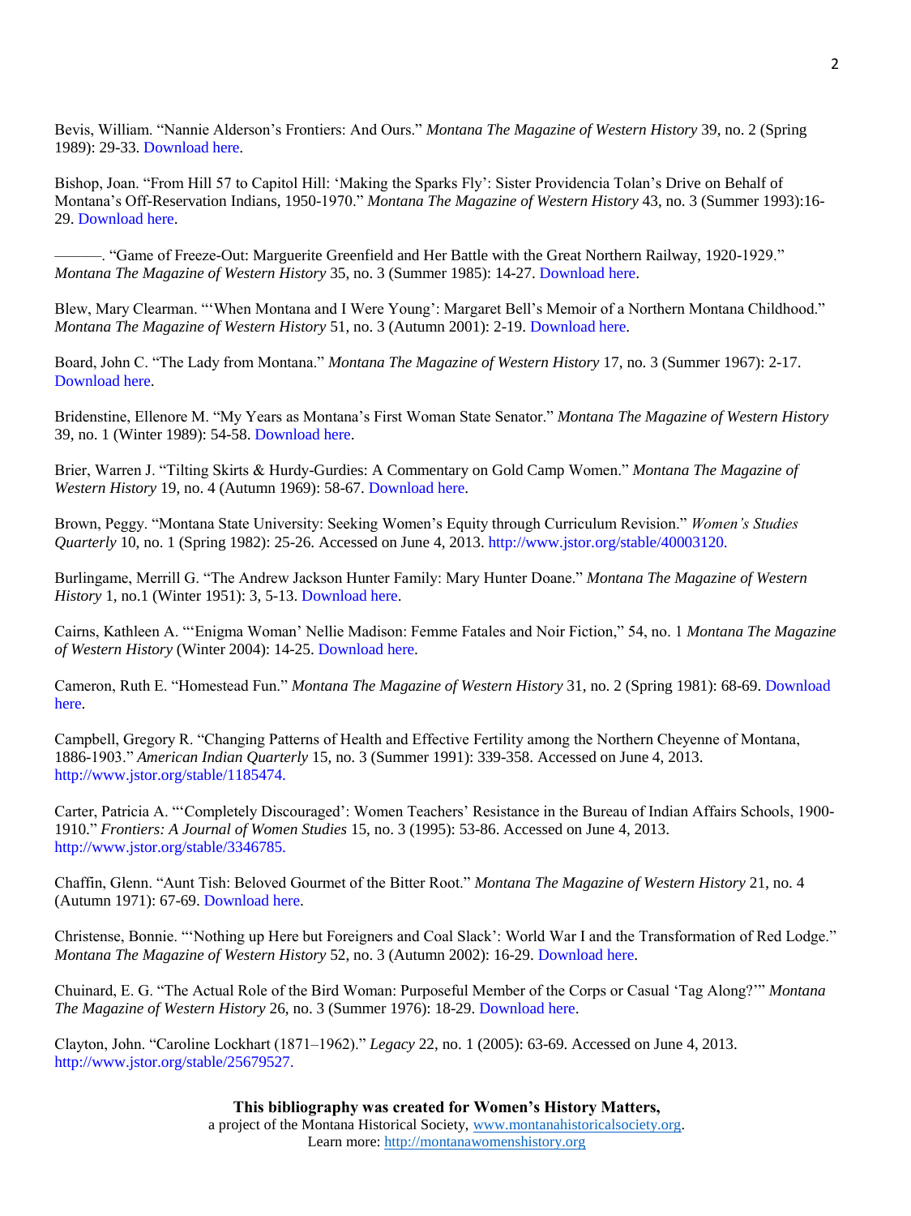Bevis, William. “Nannie Alderson’s Frontiers: And Ours.” *Montana The Magazine of Western History* 39, no. 2 (Spring 1989): 29-33. Download here.

Bishop, Joan. “From Hill 57 to Capitol Hill: ‘Making the Sparks Fly’: Sister Providencia Tolan’s Drive on Behalf of Montana’s Off-Reservation Indians, 1950-1970.” *Montana The Magazine of Western History* 43, no. 3 (Summer 1993):16-29. Download here.

———. “Game of Freeze-Out: Marguerite Greenfield and Her Battle with the Great Northern Railway, 1920-1929.” *Montana The Magazine of Western History* 35, no. 3 (Summer 1985): 14-27. Download here.

Blew, Mary Clearman. “‘When Montana and I Were Young’: Margaret Bell’s Memoir of a Northern Montana Childhood.” *Montana The Magazine of Western History* 51, no. 3 (Autumn 2001): 2-19. Download here.

Board, John C. “The Lady from Montana.” *Montana The Magazine of Western History* 17, no. 3 (Summer 1967): 2-17. Download here.

Bridenstine, Ellenore M. “My Years as Montana’s First Woman State Senator.” *Montana The Magazine of Western History* 39, no. 1 (Winter 1989): 54-58. Download here.

Brier, Warren J. “Tilting Skirts & Hurdy-Gurdies: A Commentary on Gold Camp Women.” *Montana The Magazine of Western History* 19, no. 4 (Autumn 1969): 58-67. Download here.

Brown, Peggy. “Montana State University: Seeking Women’s Equity through Curriculum Revision.” *Women’s Studies Quarterly* 10, no. 1 (Spring 1982): 25-26. Accessed on June 4, 2013. http://www.jstor.org/stable/40003120.

Burlingame, Merrill G. “The Andrew Jackson Hunter Family: Mary Hunter Doane.” *Montana The Magazine of Western History* 1, no.1 (Winter 1951): 3, 5-13. Download here.

Cairns, Kathleen A. “‘Enigma Woman’ Nellie Madison: Femme Fatales and Noir Fiction,” 54, no. 1 *Montana The Magazine of Western History* (Winter 2004): 14-25. Download here.

Cameron, Ruth E. “Homestead Fun.” *Montana The Magazine of Western History* 31, no. 2 (Spring 1981): 68-69. Download here.

Campbell, Gregory R. “Changing Patterns of Health and Effective Fertility among the Northern Cheyenne of Montana, 1886-1903.” *American Indian Quarterly* 15, no. 3 (Summer 1991): 339-358. Accessed on June 4, 2013. http://www.jstor.org/stable/1185474.

Carter, Patricia A. “‘Completely Discouraged’: Women Teachers’ Resistance in the Bureau of Indian Affairs Schools, 1900-1910.” *Frontiers: A Journal of Women Studies* 15, no. 3 (1995): 53-86. Accessed on June 4, 2013. http://www.jstor.org/stable/3346785.

Chaffin, Glenn. “Aunt Tish: Beloved Gourmet of the Bitter Root.” *Montana The Magazine of Western History* 21, no. 4 (Autumn 1971): 67-69. Download here.

Christense, Bonnie. “‘Nothing up Here but Foreigners and Coal Slack’: World War I and the Transformation of Red Lodge.” *Montana The Magazine of Western History* 52, no. 3 (Autumn 2002): 16-29. Download here.

Chuinard, E. G. “The Actual Role of the Bird Woman: Purposeful Member of the Corps or Casual ‘Tag Along?’” *Montana The Magazine of Western History* 26, no. 3 (Summer 1976): 18-29. Download here.

Clayton, John. “Caroline Lockhart (1871–1962).” *Legacy* 22, no. 1 (2005): 63-69. Accessed on June 4, 2013. http://www.jstor.org/stable/25679527.

**This bibliography was created for Women’s History Matters,**
a project of the Montana Historical Society, www.montanahistoricalsociety.org.
Learn more: http://montanawomenshistory.org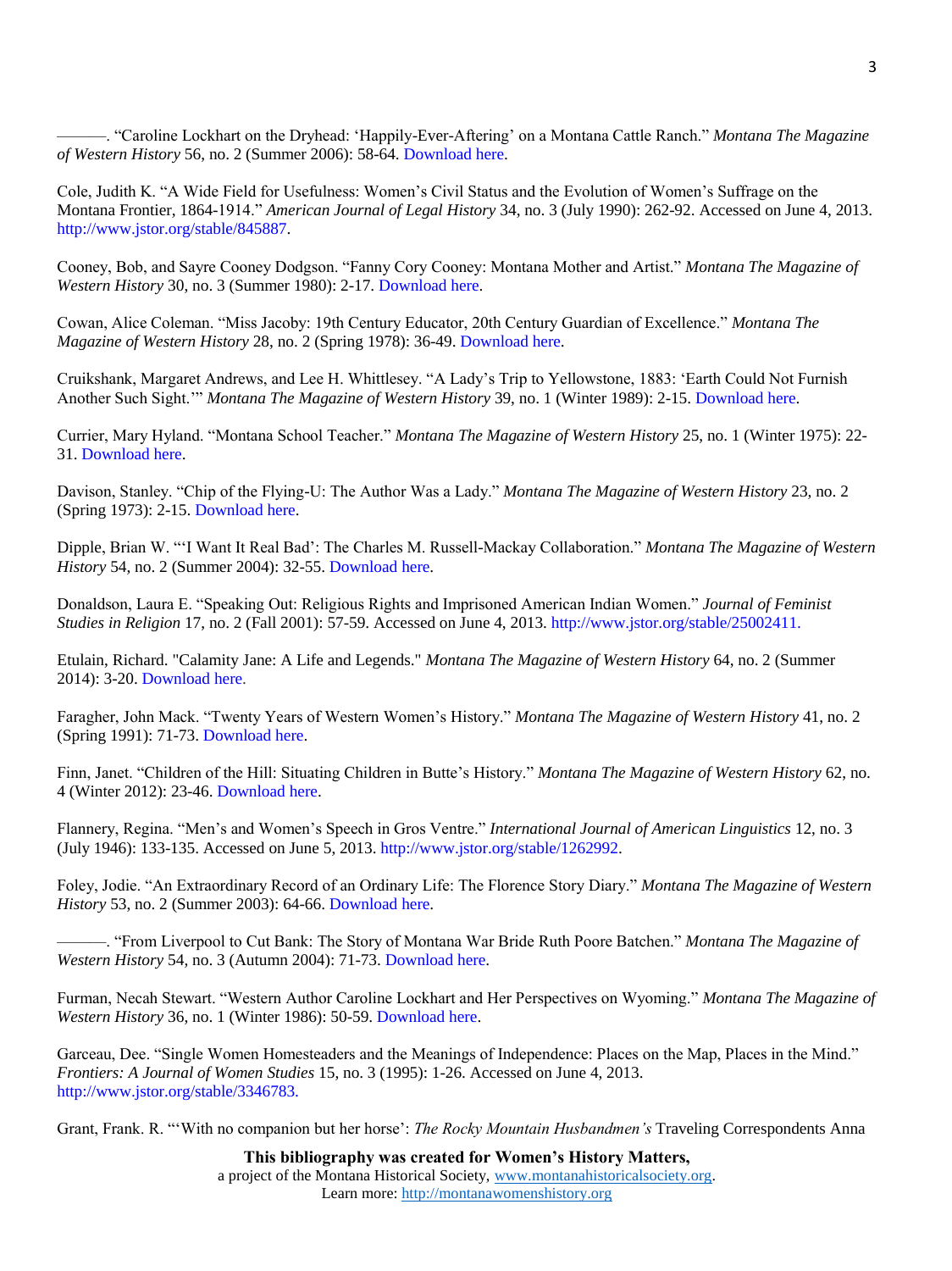———. "Caroline Lockhart on the Dryhead: 'Happily-Ever-Aftering' on a Montana Cattle Ranch." *Montana The Magazine of Western History* 56, no. 2 (Summer 2006): 58-64. Download here.

Cole, Judith K. "A Wide Field for Usefulness: Women's Civil Status and the Evolution of Women's Suffrage on the Montana Frontier, 1864-1914." *American Journal of Legal History* 34, no. 3 (July 1990): 262-92. Accessed on June 4, 2013. http://www.jstor.org/stable/845887.

Cooney, Bob, and Sayre Cooney Dodgson. "Fanny Cory Cooney: Montana Mother and Artist." *Montana The Magazine of Western History* 30, no. 3 (Summer 1980): 2-17. Download here.

Cowan, Alice Coleman. "Miss Jacoby: 19th Century Educator, 20th Century Guardian of Excellence." *Montana The Magazine of Western History* 28, no. 2 (Spring 1978): 36-49. Download here.

Cruikshank, Margaret Andrews, and Lee H. Whittlesey. "A Lady's Trip to Yellowstone, 1883: 'Earth Could Not Furnish Another Such Sight.'" *Montana The Magazine of Western History* 39, no. 1 (Winter 1989): 2-15. Download here.

Currier, Mary Hyland. "Montana School Teacher." *Montana The Magazine of Western History* 25, no. 1 (Winter 1975): 22-31. Download here.

Davison, Stanley. "Chip of the Flying-U: The Author Was a Lady." *Montana The Magazine of Western History* 23, no. 2 (Spring 1973): 2-15. Download here.

Dipple, Brian W. "'I Want It Real Bad': The Charles M. Russell-Mackay Collaboration." *Montana The Magazine of Western History* 54, no. 2 (Summer 2004): 32-55. Download here.

Donaldson, Laura E. "Speaking Out: Religious Rights and Imprisoned American Indian Women." *Journal of Feminist Studies in Religion* 17, no. 2 (Fall 2001): 57-59. Accessed on June 4, 2013. http://www.jstor.org/stable/25002411.

Etulain, Richard. "Calamity Jane: A Life and Legends." *Montana The Magazine of Western History* 64, no. 2 (Summer 2014): 3-20. Download here.

Faragher, John Mack. "Twenty Years of Western Women's History." *Montana The Magazine of Western History* 41, no. 2 (Spring 1991): 71-73. Download here.

Finn, Janet. "Children of the Hill: Situating Children in Butte's History." *Montana The Magazine of Western History* 62, no. 4 (Winter 2012): 23-46. Download here.

Flannery, Regina. "Men's and Women's Speech in Gros Ventre." *International Journal of American Linguistics* 12, no. 3 (July 1946): 133-135. Accessed on June 5, 2013. http://www.jstor.org/stable/1262992.

Foley, Jodie. "An Extraordinary Record of an Ordinary Life: The Florence Story Diary." *Montana The Magazine of Western History* 53, no. 2 (Summer 2003): 64-66. Download here.

———. "From Liverpool to Cut Bank: The Story of Montana War Bride Ruth Poore Batchen." *Montana The Magazine of Western History* 54, no. 3 (Autumn 2004): 71-73. Download here.

Furman, Necah Stewart. "Western Author Caroline Lockhart and Her Perspectives on Wyoming." *Montana The Magazine of Western History* 36, no. 1 (Winter 1986): 50-59. Download here.

Garceau, Dee. "Single Women Homesteaders and the Meanings of Independence: Places on the Map, Places in the Mind." *Frontiers: A Journal of Women Studies* 15, no. 3 (1995): 1-26. Accessed on June 4, 2013. http://www.jstor.org/stable/3346783.

Grant, Frank. R. "'With no companion but her horse': *The Rocky Mountain Husbandmen's* Traveling Correspondents Anna

**This bibliography was created for Women's History Matters,**
a project of the Montana Historical Society, www.montanahistoricalsociety.org.
Learn more: http://montanawomenshistory.org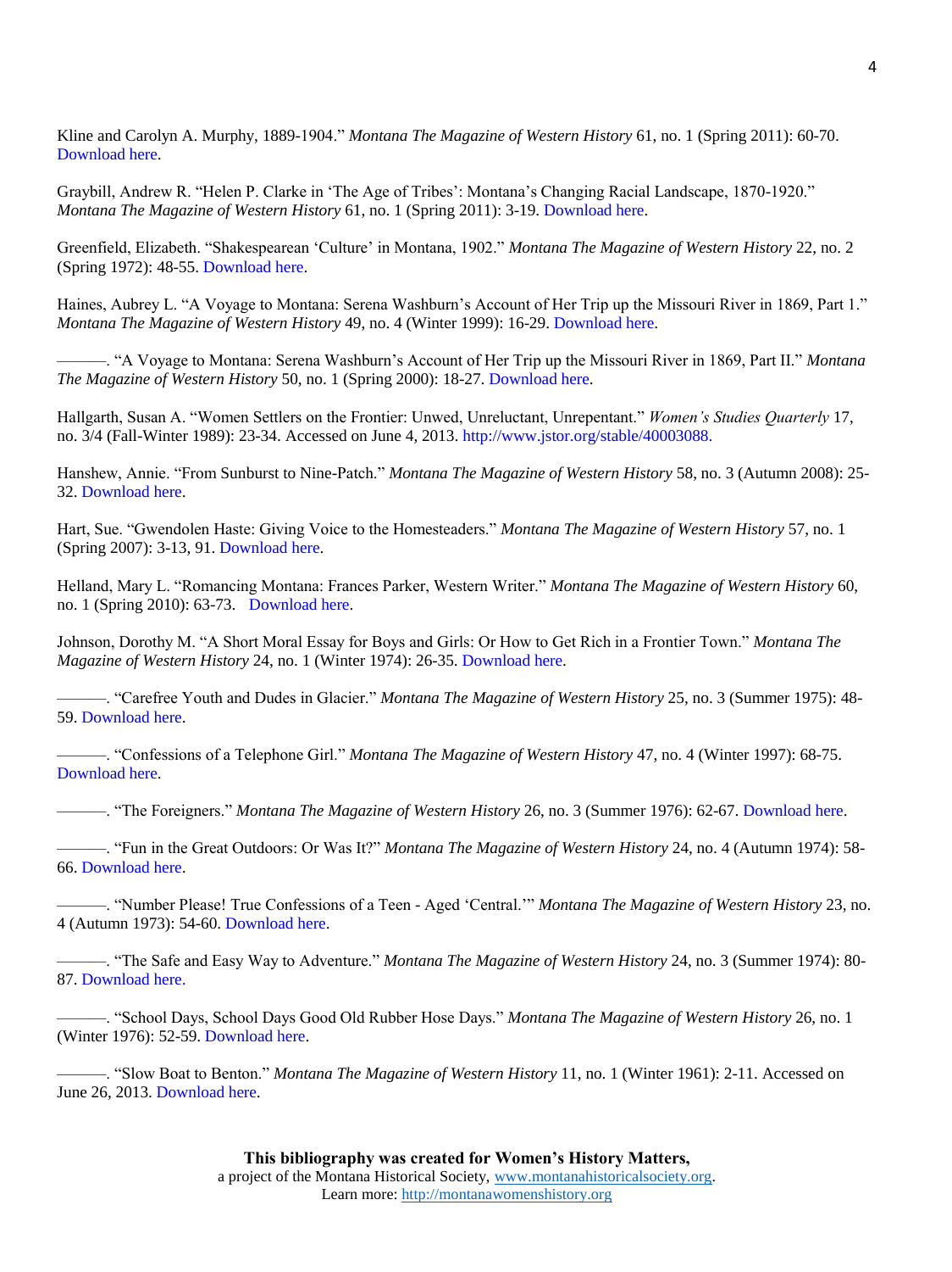Kline and Carolyn A. Murphy, 1889-1904." *Montana The Magazine of Western History* 61, no. 1 (Spring 2011): 60-70. Download here.

Graybill, Andrew R. "Helen P. Clarke in 'The Age of Tribes': Montana's Changing Racial Landscape, 1870-1920." *Montana The Magazine of Western History* 61, no. 1 (Spring 2011): 3-19. Download here.

Greenfield, Elizabeth. "Shakespearean 'Culture' in Montana, 1902." *Montana The Magazine of Western History* 22, no. 2 (Spring 1972): 48-55. Download here.

Haines, Aubrey L. "A Voyage to Montana: Serena Washburn's Account of Her Trip up the Missouri River in 1869, Part 1." *Montana The Magazine of Western History* 49, no. 4 (Winter 1999): 16-29. Download here.

———. "A Voyage to Montana: Serena Washburn's Account of Her Trip up the Missouri River in 1869, Part II." *Montana The Magazine of Western History* 50, no. 1 (Spring 2000): 18-27. Download here.

Hallgarth, Susan A. "Women Settlers on the Frontier: Unwed, Unreluctant, Unrepentant." *Women's Studies Quarterly* 17, no. 3/4 (Fall-Winter 1989): 23-34. Accessed on June 4, 2013. http://www.jstor.org/stable/40003088.

Hanshew, Annie. "From Sunburst to Nine-Patch." *Montana The Magazine of Western History* 58, no. 3 (Autumn 2008): 25-32. Download here.

Hart, Sue. "Gwendolen Haste: Giving Voice to the Homesteaders." *Montana The Magazine of Western History* 57, no. 1 (Spring 2007): 3-13, 91. Download here.

Helland, Mary L. "Romancing Montana: Frances Parker, Western Writer." *Montana The Magazine of Western History* 60, no. 1 (Spring 2010): 63-73. Download here.

Johnson, Dorothy M. "A Short Moral Essay for Boys and Girls: Or How to Get Rich in a Frontier Town." *Montana The Magazine of Western History* 24, no. 1 (Winter 1974): 26-35. Download here.

———. "Carefree Youth and Dudes in Glacier." *Montana The Magazine of Western History* 25, no. 3 (Summer 1975): 48-59. Download here.

———. "Confessions of a Telephone Girl." *Montana The Magazine of Western History* 47, no. 4 (Winter 1997): 68-75. Download here.

———. "The Foreigners." *Montana The Magazine of Western History* 26, no. 3 (Summer 1976): 62-67. Download here.

———. "Fun in the Great Outdoors: Or Was It?" *Montana The Magazine of Western History* 24, no. 4 (Autumn 1974): 58-66. Download here.

———. "Number Please! True Confessions of a Teen - Aged 'Central.'" *Montana The Magazine of Western History* 23, no. 4 (Autumn 1973): 54-60. Download here.

———. "The Safe and Easy Way to Adventure." *Montana The Magazine of Western History* 24, no. 3 (Summer 1974): 80-87. Download here.

———. "School Days, School Days Good Old Rubber Hose Days." *Montana The Magazine of Western History* 26, no. 1 (Winter 1976): 52-59. Download here.

———. "Slow Boat to Benton." *Montana The Magazine of Western History* 11, no. 1 (Winter 1961): 2-11. Accessed on June 26, 2013. Download here.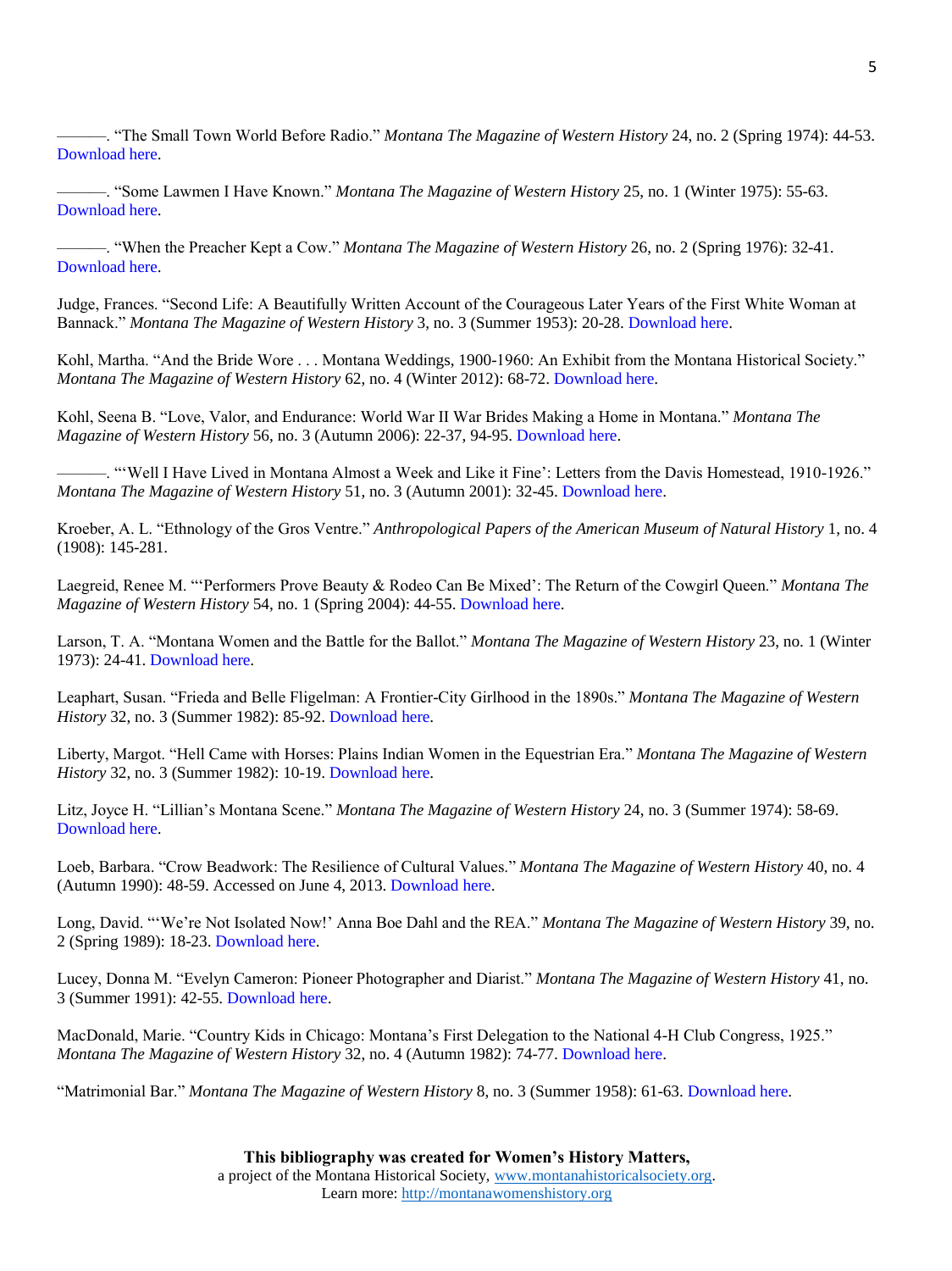———. "The Small Town World Before Radio." *Montana The Magazine of Western History* 24, no. 2 (Spring 1974): 44-53. Download here.

———. "Some Lawmen I Have Known." *Montana The Magazine of Western History* 25, no. 1 (Winter 1975): 55-63. Download here.

———. "When the Preacher Kept a Cow." *Montana The Magazine of Western History* 26, no. 2 (Spring 1976): 32-41. Download here.

Judge, Frances. "Second Life: A Beautifully Written Account of the Courageous Later Years of the First White Woman at Bannack." *Montana The Magazine of Western History* 3, no. 3 (Summer 1953): 20-28. Download here.

Kohl, Martha. "And the Bride Wore . . . Montana Weddings, 1900-1960: An Exhibit from the Montana Historical Society." *Montana The Magazine of Western History* 62, no. 4 (Winter 2012): 68-72. Download here.

Kohl, Seena B. "Love, Valor, and Endurance: World War II War Brides Making a Home in Montana." *Montana The Magazine of Western History* 56, no. 3 (Autumn 2006): 22-37, 94-95. Download here.

———. "'Well I Have Lived in Montana Almost a Week and Like it Fine': Letters from the Davis Homestead, 1910-1926." *Montana The Magazine of Western History* 51, no. 3 (Autumn 2001): 32-45. Download here.

Kroeber, A. L. "Ethnology of the Gros Ventre." *Anthropological Papers of the American Museum of Natural History* 1, no. 4 (1908): 145-281.

Laegreid, Renee M. "'Performers Prove Beauty & Rodeo Can Be Mixed': The Return of the Cowgirl Queen." *Montana The Magazine of Western History* 54, no. 1 (Spring 2004): 44-55. Download here.

Larson, T. A. "Montana Women and the Battle for the Ballot." *Montana The Magazine of Western History* 23, no. 1 (Winter 1973): 24-41. Download here.

Leaphart, Susan. "Frieda and Belle Fligelman: A Frontier-City Girlhood in the 1890s." *Montana The Magazine of Western History* 32, no. 3 (Summer 1982): 85-92. Download here.

Liberty, Margot. "Hell Came with Horses: Plains Indian Women in the Equestrian Era." *Montana The Magazine of Western History* 32, no. 3 (Summer 1982): 10-19. Download here.

Litz, Joyce H. "Lillian's Montana Scene." *Montana The Magazine of Western History* 24, no. 3 (Summer 1974): 58-69. Download here.

Loeb, Barbara. "Crow Beadwork: The Resilience of Cultural Values." *Montana The Magazine of Western History* 40, no. 4 (Autumn 1990): 48-59. Accessed on June 4, 2013. Download here.

Long, David. "'We're Not Isolated Now!' Anna Boe Dahl and the REA." *Montana The Magazine of Western History* 39, no. 2 (Spring 1989): 18-23. Download here.

Lucey, Donna M. "Evelyn Cameron: Pioneer Photographer and Diarist." *Montana The Magazine of Western History* 41, no. 3 (Summer 1991): 42-55. Download here.

MacDonald, Marie. "Country Kids in Chicago: Montana's First Delegation to the National 4-H Club Congress, 1925." *Montana The Magazine of Western History* 32, no. 4 (Autumn 1982): 74-77. Download here.

"Matrimonial Bar." *Montana The Magazine of Western History* 8, no. 3 (Summer 1958): 61-63. Download here.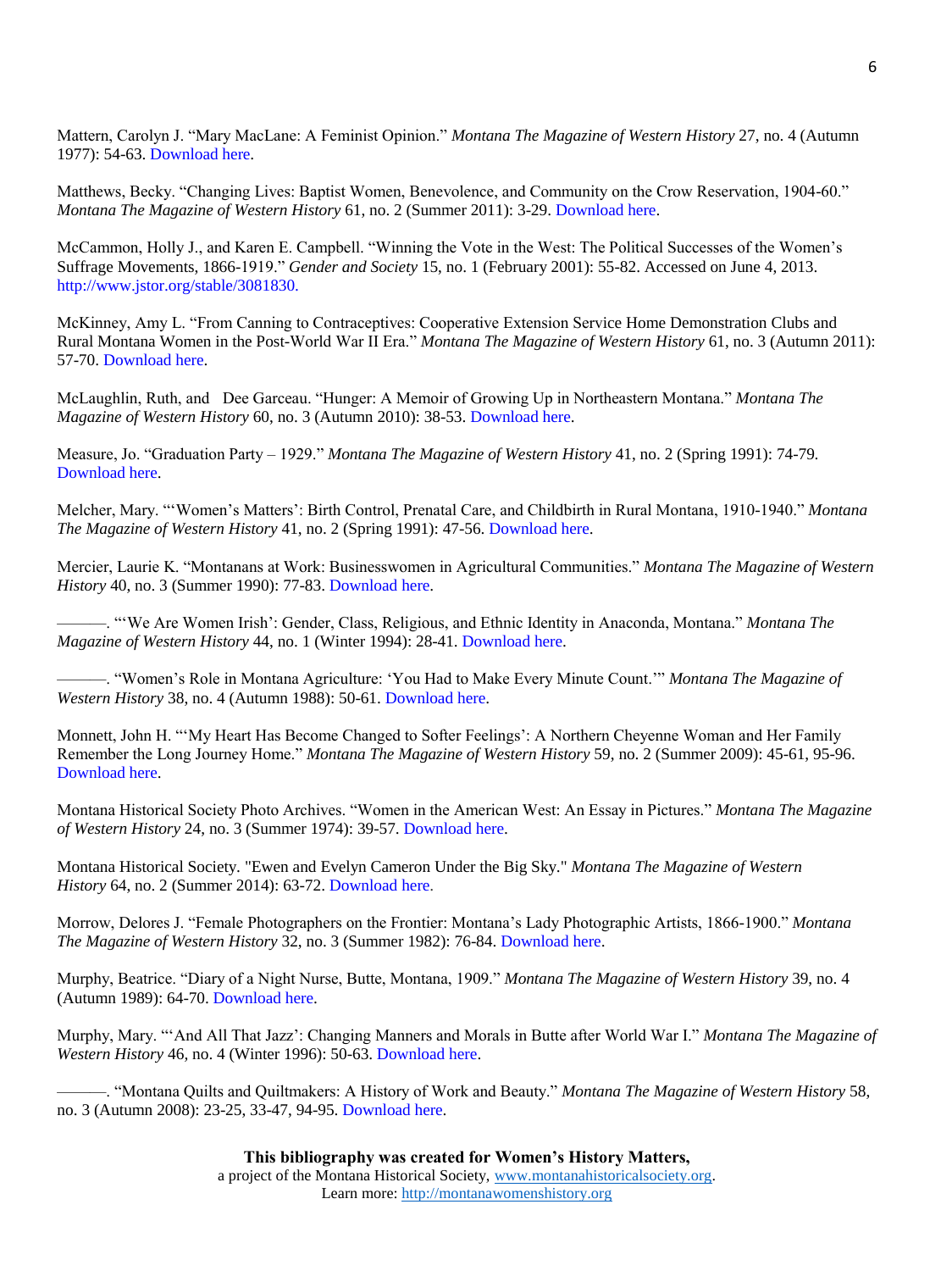Mattern, Carolyn J. "Mary MacLane: A Feminist Opinion." *Montana The Magazine of Western History* 27, no. 4 (Autumn 1977): 54-63. Download here.

Matthews, Becky. "Changing Lives: Baptist Women, Benevolence, and Community on the Crow Reservation, 1904-60." *Montana The Magazine of Western History* 61, no. 2 (Summer 2011): 3-29. Download here.

McCammon, Holly J., and Karen E. Campbell. "Winning the Vote in the West: The Political Successes of the Women's Suffrage Movements, 1866-1919." *Gender and Society* 15, no. 1 (February 2001): 55-82. Accessed on June 4, 2013. http://www.jstor.org/stable/3081830.

McKinney, Amy L. "From Canning to Contraceptives: Cooperative Extension Service Home Demonstration Clubs and Rural Montana Women in the Post-World War II Era." *Montana The Magazine of Western History* 61, no. 3 (Autumn 2011): 57-70. Download here.

McLaughlin, Ruth, and Dee Garceau. "Hunger: A Memoir of Growing Up in Northeastern Montana." *Montana The Magazine of Western History* 60, no. 3 (Autumn 2010): 38-53. Download here.

Measure, Jo. "Graduation Party – 1929." *Montana The Magazine of Western History* 41, no. 2 (Spring 1991): 74-79. Download here.

Melcher, Mary. "'Women's Matters': Birth Control, Prenatal Care, and Childbirth in Rural Montana, 1910-1940." *Montana The Magazine of Western History* 41, no. 2 (Spring 1991): 47-56. Download here.

Mercier, Laurie K. "Montanans at Work: Businesswomen in Agricultural Communities." *Montana The Magazine of Western History* 40, no. 3 (Summer 1990): 77-83. Download here.

———. "'We Are Women Irish': Gender, Class, Religious, and Ethnic Identity in Anaconda, Montana." *Montana The Magazine of Western History* 44, no. 1 (Winter 1994): 28-41. Download here.

———. "Women's Role in Montana Agriculture: 'You Had to Make Every Minute Count.'" *Montana The Magazine of Western History* 38, no. 4 (Autumn 1988): 50-61. Download here.

Monnett, John H. "'My Heart Has Become Changed to Softer Feelings': A Northern Cheyenne Woman and Her Family Remember the Long Journey Home." *Montana The Magazine of Western History* 59, no. 2 (Summer 2009): 45-61, 95-96. Download here.

Montana Historical Society Photo Archives. "Women in the American West: An Essay in Pictures." *Montana The Magazine of Western History* 24, no. 3 (Summer 1974): 39-57. Download here.

Montana Historical Society. "Ewen and Evelyn Cameron Under the Big Sky." *Montana The Magazine of Western History* 64, no. 2 (Summer 2014): 63-72. Download here.

Morrow, Delores J. "Female Photographers on the Frontier: Montana's Lady Photographic Artists, 1866-1900." *Montana The Magazine of Western History* 32, no. 3 (Summer 1982): 76-84. Download here.

Murphy, Beatrice. "Diary of a Night Nurse, Butte, Montana, 1909." *Montana The Magazine of Western History* 39, no. 4 (Autumn 1989): 64-70. Download here.

Murphy, Mary. "'And All That Jazz': Changing Manners and Morals in Butte after World War I." *Montana The Magazine of Western History* 46, no. 4 (Winter 1996): 50-63. Download here.

———. "Montana Quilts and Quiltmakers: A History of Work and Beauty." *Montana The Magazine of Western History* 58, no. 3 (Autumn 2008): 23-25, 33-47, 94-95. Download here.

**This bibliography was created for Women's History Matters,**
a project of the Montana Historical Society, www.montanahistoricalsociety.org.
Learn more: http://montanawomenshistory.org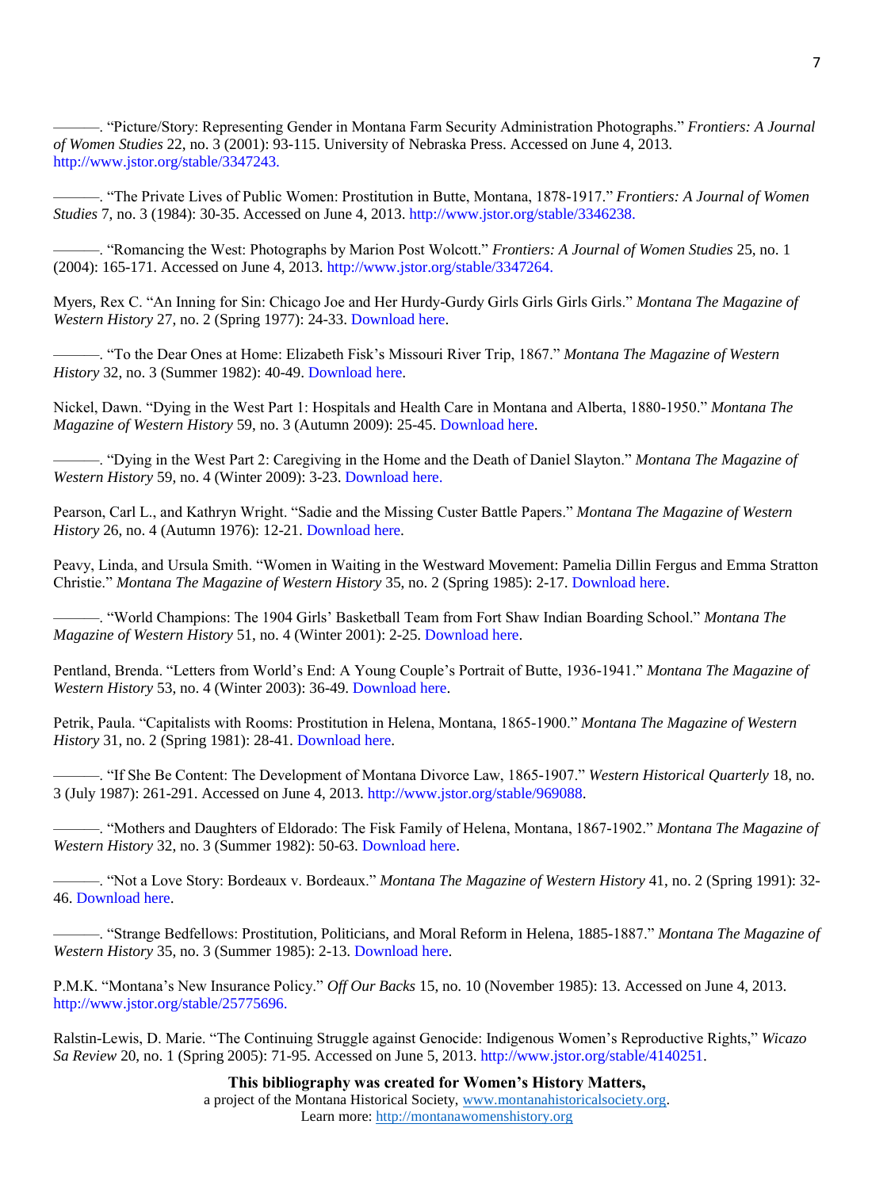———. "Picture/Story: Representing Gender in Montana Farm Security Administration Photographs." *Frontiers: A Journal of Women Studies* 22, no. 3 (2001): 93-115. University of Nebraska Press. Accessed on June 4, 2013. http://www.jstor.org/stable/3347243.

———. "The Private Lives of Public Women: Prostitution in Butte, Montana, 1878-1917." *Frontiers: A Journal of Women Studies* 7, no. 3 (1984): 30-35. Accessed on June 4, 2013. http://www.jstor.org/stable/3346238.

———. "Romancing the West: Photographs by Marion Post Wolcott." *Frontiers: A Journal of Women Studies* 25, no. 1 (2004): 165-171. Accessed on June 4, 2013. http://www.jstor.org/stable/3347264.

Myers, Rex C. "An Inning for Sin: Chicago Joe and Her Hurdy-Gurdy Girls Girls Girls Girls." *Montana The Magazine of Western History* 27, no. 2 (Spring 1977): 24-33. Download here.

———. "To the Dear Ones at Home: Elizabeth Fisk's Missouri River Trip, 1867." *Montana The Magazine of Western History* 32, no. 3 (Summer 1982): 40-49. Download here.

Nickel, Dawn. "Dying in the West Part 1: Hospitals and Health Care in Montana and Alberta, 1880-1950." *Montana The Magazine of Western History* 59, no. 3 (Autumn 2009): 25-45. Download here.

———. "Dying in the West Part 2: Caregiving in the Home and the Death of Daniel Slayton." *Montana The Magazine of Western History* 59, no. 4 (Winter 2009): 3-23. Download here.

Pearson, Carl L., and Kathryn Wright. "Sadie and the Missing Custer Battle Papers." *Montana The Magazine of Western History* 26, no. 4 (Autumn 1976): 12-21. Download here.

Peavy, Linda, and Ursula Smith. "Women in Waiting in the Westward Movement: Pamelia Dillin Fergus and Emma Stratton Christie." *Montana The Magazine of Western History* 35, no. 2 (Spring 1985): 2-17. Download here.

———. "World Champions: The 1904 Girls' Basketball Team from Fort Shaw Indian Boarding School." *Montana The Magazine of Western History* 51, no. 4 (Winter 2001): 2-25. Download here.

Pentland, Brenda. "Letters from World's End: A Young Couple's Portrait of Butte, 1936-1941." *Montana The Magazine of Western History* 53, no. 4 (Winter 2003): 36-49. Download here.

Petrik, Paula. "Capitalists with Rooms: Prostitution in Helena, Montana, 1865-1900." *Montana The Magazine of Western History* 31, no. 2 (Spring 1981): 28-41. Download here.

———. "If She Be Content: The Development of Montana Divorce Law, 1865-1907." *Western Historical Quarterly* 18, no. 3 (July 1987): 261-291. Accessed on June 4, 2013. http://www.jstor.org/stable/969088.

———. "Mothers and Daughters of Eldorado: The Fisk Family of Helena, Montana, 1867-1902." *Montana The Magazine of Western History* 32, no. 3 (Summer 1982): 50-63. Download here.

———. "Not a Love Story: Bordeaux v. Bordeaux." *Montana The Magazine of Western History* 41, no. 2 (Spring 1991): 32-46. Download here.

———. "Strange Bedfellows: Prostitution, Politicians, and Moral Reform in Helena, 1885-1887." *Montana The Magazine of Western History* 35, no. 3 (Summer 1985): 2-13. Download here.

P.M.K. "Montana's New Insurance Policy." *Off Our Backs* 15, no. 10 (November 1985): 13. Accessed on June 4, 2013. http://www.jstor.org/stable/25775696.

Ralstin-Lewis, D. Marie. "The Continuing Struggle against Genocide: Indigenous Women's Reproductive Rights," *Wicazo Sa Review* 20, no. 1 (Spring 2005): 71-95. Accessed on June 5, 2013. http://www.jstor.org/stable/4140251.

**This bibliography was created for Women's History Matters,**
a project of the Montana Historical Society, www.montanahistoricalsociety.org.
Learn more: http://montanawomenshistory.org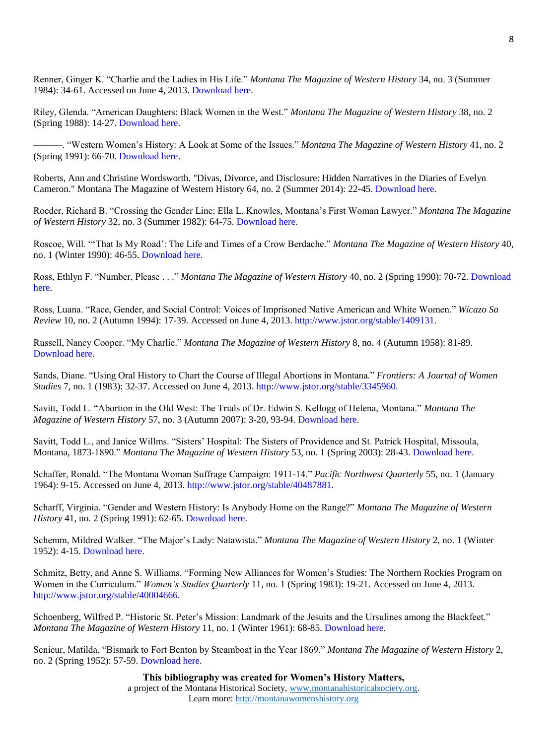Renner, Ginger K. “Charlie and the Ladies in His Life.” *Montana The Magazine of Western History* 34, no. 3 (Summer 1984): 34-61. Accessed on June 4, 2013. Download here.

Riley, Glenda. “American Daughters: Black Women in the West.” *Montana The Magazine of Western History* 38, no. 2 (Spring 1988): 14-27. Download here.

———. “Western Women’s History: A Look at Some of the Issues.” *Montana The Magazine of Western History* 41, no. 2 (Spring 1991): 66-70. Download here.

Roberts, Ann and Christine Wordsworth. "Divas, Divorce, and Disclosure: Hidden Narratives in the Diaries of Evelyn Cameron." Montana The Magazine of Western History 64, no. 2 (Summer 2014): 22-45. Download here.

Roeder, Richard B. “Crossing the Gender Line: Ella L. Knowles, Montana’s First Woman Lawyer.” *Montana The Magazine of Western History* 32, no. 3 (Summer 1982): 64-75. Download here.

Roscoe, Will. “‘That Is My Road’: The Life and Times of a Crow Berdache.” *Montana The Magazine of Western History* 40, no. 1 (Winter 1990): 46-55. Download here.

Ross, Ethlyn F. “Number, Please . . .” *Montana The Magazine of Western History* 40, no. 2 (Spring 1990): 70-72. Download here.

Ross, Luana. “Race, Gender, and Social Control: Voices of Imprisoned Native American and White Women.” *Wicazo Sa Review* 10, no. 2 (Autumn 1994): 17-39. Accessed on June 4, 2013. http://www.jstor.org/stable/1409131.

Russell, Nancy Cooper. “My Charlie.” *Montana The Magazine of Western History* 8, no. 4 (Autumn 1958): 81-89. Download here.

Sands, Diane. “Using Oral History to Chart the Course of Illegal Abortions in Montana.” *Frontiers: A Journal of Women Studies* 7, no. 1 (1983): 32-37. Accessed on June 4, 2013. http://www.jstor.org/stable/3345960.

Savitt, Todd L. “Abortion in the Old West: The Trials of Dr. Edwin S. Kellogg of Helena, Montana.” *Montana The Magazine of Western History* 57, no. 3 (Autumn 2007): 3-20, 93-94. Download here.

Savitt, Todd L., and Janice Willms. “Sisters’ Hospital: The Sisters of Providence and St. Patrick Hospital, Missoula, Montana, 1873-1890.” *Montana The Magazine of Western History* 53, no. 1 (Spring 2003): 28-43. Download here.

Schaffer, Ronald. “The Montana Woman Suffrage Campaign: 1911-14.” *Pacific Northwest Quarterly* 55, no. 1 (January 1964): 9-15. Accessed on June 4, 2013. http://www.jstor.org/stable/40487881.

Scharff, Virginia. “Gender and Western History: Is Anybody Home on the Range?” *Montana The Magazine of Western History* 41, no. 2 (Spring 1991): 62-65. Download here.

Schemm, Mildred Walker. “The Major’s Lady: Natawista.” *Montana The Magazine of Western History* 2, no. 1 (Winter 1952): 4-15. Download here.

Schmitz, Betty, and Anne S. Williams. “Forming New Alliances for Women’s Studies: The Northern Rockies Program on Women in the Curriculum.” *Women’s Studies Quarterly* 11, no. 1 (Spring 1983): 19-21. Accessed on June 4, 2013. http://www.jstor.org/stable/40004666.

Schoenberg, Wilfred P. “Historic St. Peter’s Mission: Landmark of the Jesuits and the Ursulines among the Blackfeet.” *Montana The Magazine of Western History* 11, no. 1 (Winter 1961): 68-85. Download here.

Senieur, Matilda. “Bismark to Fort Benton by Steamboat in the Year 1869.” *Montana The Magazine of Western History* 2, no. 2 (Spring 1952): 57-59. Download here.

**This bibliography was created for Women’s History Matters,**
a project of the Montana Historical Society, www.montanahistoricalsociety.org.
Learn more: http://montanawomenshistory.org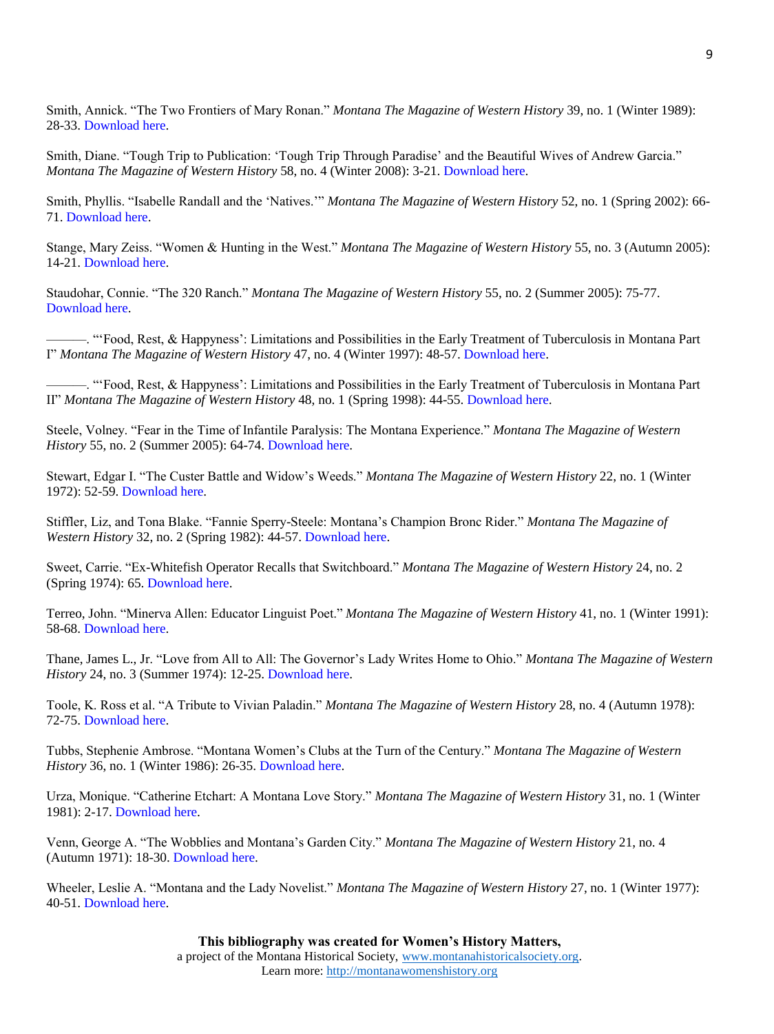Smith, Annick. "The Two Frontiers of Mary Ronan." *Montana The Magazine of Western History* 39, no. 1 (Winter 1989): 28-33. Download here.

Smith, Diane. "Tough Trip to Publication: 'Tough Trip Through Paradise' and the Beautiful Wives of Andrew Garcia." *Montana The Magazine of Western History* 58, no. 4 (Winter 2008): 3-21. Download here.

Smith, Phyllis. "Isabelle Randall and the 'Natives.'" *Montana The Magazine of Western History* 52, no. 1 (Spring 2002): 66-71. Download here.

Stange, Mary Zeiss. "Women & Hunting in the West." *Montana The Magazine of Western History* 55, no. 3 (Autumn 2005): 14-21. Download here.

Staudohar, Connie. "The 320 Ranch." *Montana The Magazine of Western History* 55, no. 2 (Summer 2005): 75-77. Download here.

———. "'Food, Rest, & Happyness': Limitations and Possibilities in the Early Treatment of Tuberculosis in Montana Part I" *Montana The Magazine of Western History* 47, no. 4 (Winter 1997): 48-57. Download here.

———. "'Food, Rest, & Happyness': Limitations and Possibilities in the Early Treatment of Tuberculosis in Montana Part II" *Montana The Magazine of Western History* 48, no. 1 (Spring 1998): 44-55. Download here.

Steele, Volney. "Fear in the Time of Infantile Paralysis: The Montana Experience." *Montana The Magazine of Western History* 55, no. 2 (Summer 2005): 64-74. Download here.

Stewart, Edgar I. "The Custer Battle and Widow's Weeds." *Montana The Magazine of Western History* 22, no. 1 (Winter 1972): 52-59. Download here.

Stiffler, Liz, and Tona Blake. "Fannie Sperry-Steele: Montana's Champion Bronc Rider." *Montana The Magazine of Western History* 32, no. 2 (Spring 1982): 44-57. Download here.

Sweet, Carrie. "Ex-Whitefish Operator Recalls that Switchboard." *Montana The Magazine of Western History* 24, no. 2 (Spring 1974): 65. Download here.

Terreo, John. "Minerva Allen: Educator Linguist Poet." *Montana The Magazine of Western History* 41, no. 1 (Winter 1991): 58-68. Download here.

Thane, James L., Jr. "Love from All to All: The Governor's Lady Writes Home to Ohio." *Montana The Magazine of Western History* 24, no. 3 (Summer 1974): 12-25. Download here.

Toole, K. Ross et al. "A Tribute to Vivian Paladin." *Montana The Magazine of Western History* 28, no. 4 (Autumn 1978): 72-75. Download here.

Tubbs, Stephenie Ambrose. "Montana Women's Clubs at the Turn of the Century." *Montana The Magazine of Western History* 36, no. 1 (Winter 1986): 26-35. Download here.

Urza, Monique. "Catherine Etchart: A Montana Love Story." *Montana The Magazine of Western History* 31, no. 1 (Winter 1981): 2-17. Download here.

Venn, George A. "The Wobblies and Montana's Garden City." *Montana The Magazine of Western History* 21, no. 4 (Autumn 1971): 18-30. Download here.

Wheeler, Leslie A. "Montana and the Lady Novelist." *Montana The Magazine of Western History* 27, no. 1 (Winter 1977): 40-51. Download here.

**This bibliography was created for Women's History Matters,**
a project of the Montana Historical Society, www.montanahistoricalsociety.org.
Learn more: http://montanawomenshistory.org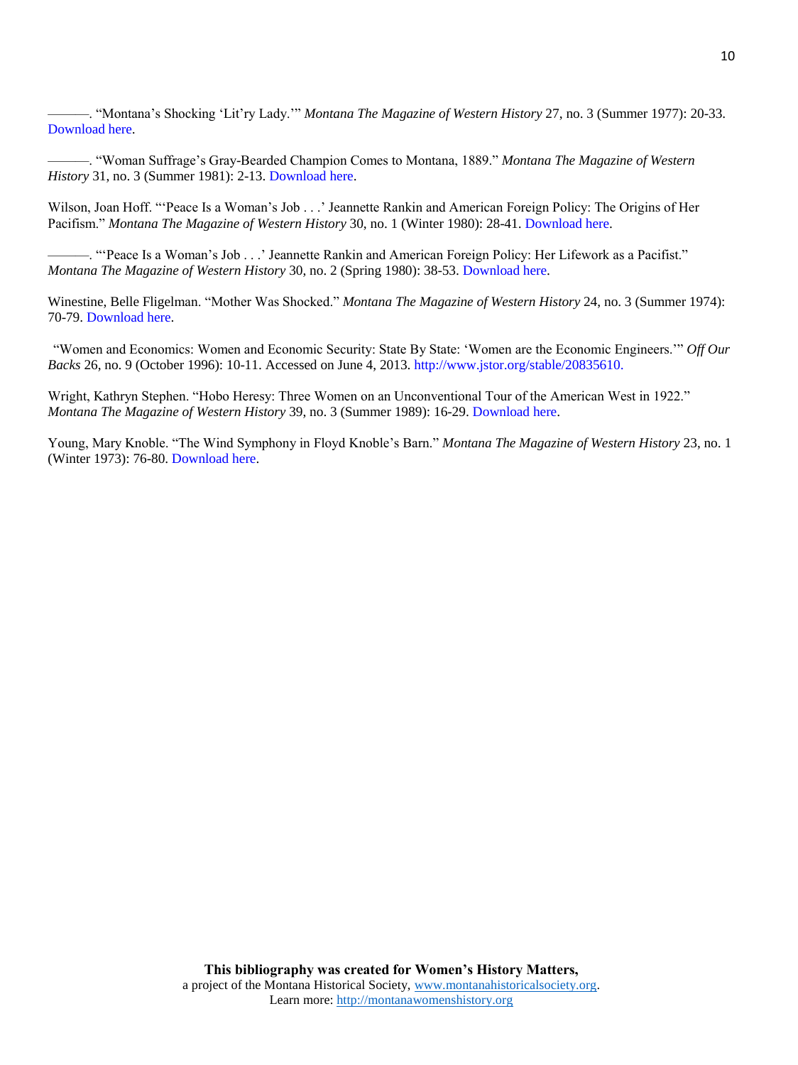———. "Montana's Shocking 'Lit'ry Lady.'" *Montana The Magazine of Western History* 27, no. 3 (Summer 1977): 20-33. Download here.

———. "Woman Suffrage's Gray-Bearded Champion Comes to Montana, 1889." *Montana The Magazine of Western History* 31, no. 3 (Summer 1981): 2-13. Download here.

Wilson, Joan Hoff. "'Peace Is a Woman's Job . . .' Jeannette Rankin and American Foreign Policy: The Origins of Her Pacifism." *Montana The Magazine of Western History* 30, no. 1 (Winter 1980): 28-41. Download here.

———. "'Peace Is a Woman's Job . . .' Jeannette Rankin and American Foreign Policy: Her Lifework as a Pacifist." *Montana The Magazine of Western History* 30, no. 2 (Spring 1980): 38-53. Download here.

Winestine, Belle Fligelman. "Mother Was Shocked." *Montana The Magazine of Western History* 24, no. 3 (Summer 1974): 70-79. Download here.

"Women and Economics: Women and Economic Security: State By State: 'Women are the Economic Engineers.'" *Off Our Backs* 26, no. 9 (October 1996): 10-11. Accessed on June 4, 2013. http://www.jstor.org/stable/20835610.

Wright, Kathryn Stephen. "Hobo Heresy: Three Women on an Unconventional Tour of the American West in 1922." *Montana The Magazine of Western History* 39, no. 3 (Summer 1989): 16-29. Download here.

Young, Mary Knoble. "The Wind Symphony in Floyd Knoble's Barn." *Montana The Magazine of Western History* 23, no. 1 (Winter 1973): 76-80. Download here.

**This bibliography was created for Women's History Matters,**
a project of the Montana Historical Society, www.montanahistoricalsociety.org.
Learn more: http://montanawomenshistory.org